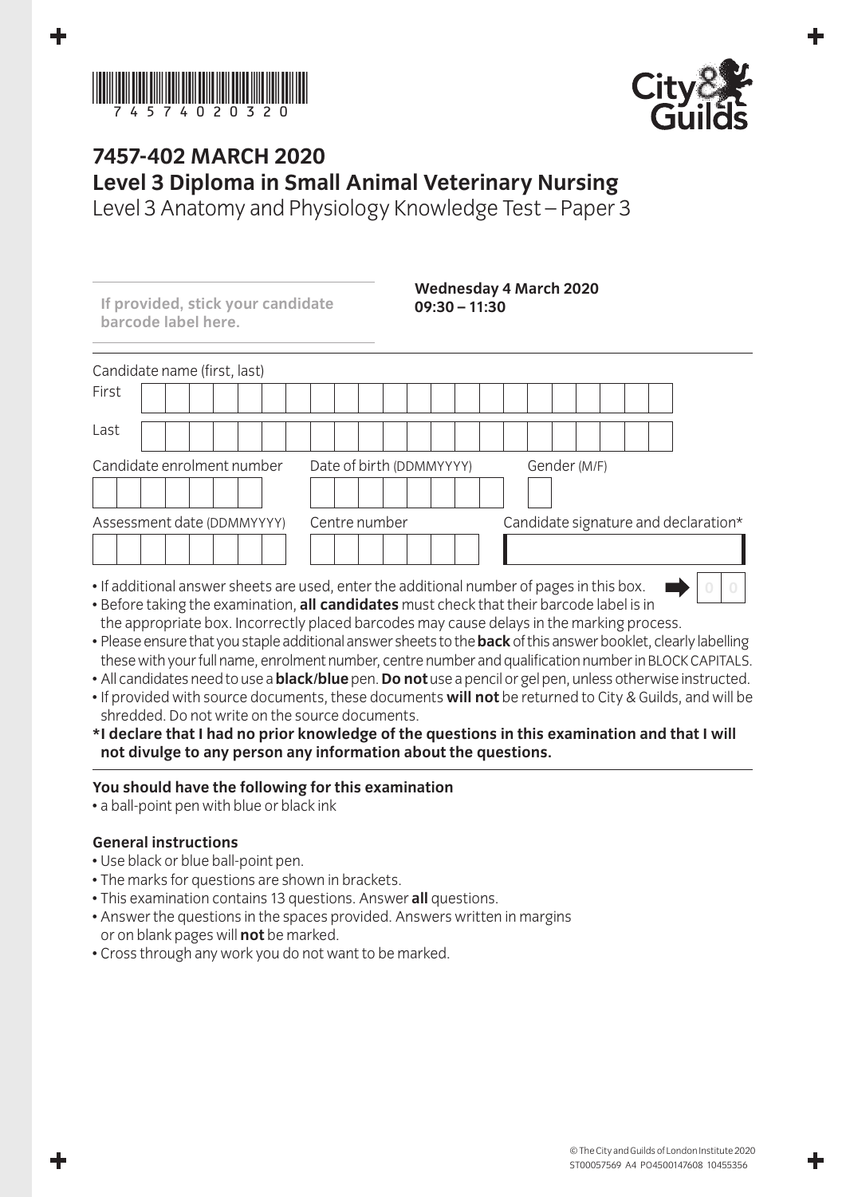7457402320

# 7457-402 MARCH 2020

## Level 3 Diploma in Small Animal Veterinary Nursing

Level 3 Anatomy and Physiology Knowledge Test – Paper 3

**If provided, stick your candidate barcode label here.**

**Wednesday 4 March 2020**
**09:30 – 11:30**

Candidate name (first, last)

First

Last

Candidate enrolment number

Date of birth (DDMMYYYY)

Gender (M/F)

Assessment date (DDMMYYYY)

Centre number

Candidate signature and declaration*

- If additional answer sheets are used, enter the additional number of pages in this box.
- Before taking the examination, **all candidates** must check that their barcode label is in the appropriate box. Incorrectly placed barcodes may cause delays in the marking process.
- Please ensure that you staple additional answer sheets to the **back** of this answer booklet, clearly labelling these with your full name, enrolment number, centre number and qualification number in BLOCK CAPITALS.
- All candidates need to use a **black/blue** pen. **Do not** use a pencil or gel pen, unless otherwise instructed.
- If provided with source documents, these documents **will not** be returned to City & Guilds, and will be shredded. Do not write on the source documents.

**\*I declare that I had no prior knowledge of the questions in this examination and that I will not divulge to any person any information about the questions.**

### You should have the following for this examination

- a ball-point pen with blue or black ink

### General instructions

- Use black or blue ball-point pen.
- The marks for questions are shown in brackets.
- This examination contains 13 questions. Answer **all** questions.
- Answer the questions in the spaces provided. Answers written in margins or on blank pages will **not** be marked.
- Cross through any work you do not want to be marked.

© The City and Guilds of London Institute 2020
ST00057569 A4 PO4500147608 10455356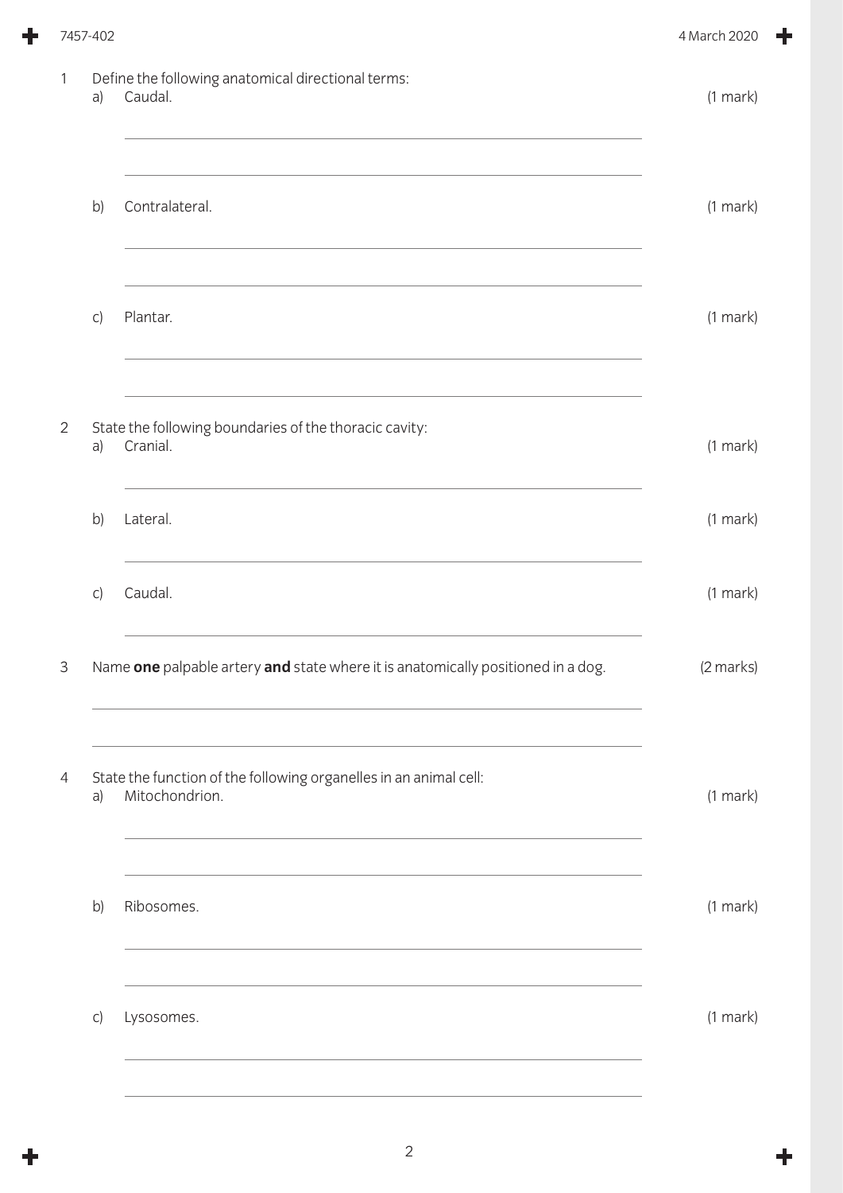1. Define the following anatomical directional terms:

   a) Caudal. (1 mark)

   b) Contralateral. (1 mark)

   c) Plantar. (1 mark)

2. State the following boundaries of the thoracic cavity:

   a) Cranial. (1 mark)

   b) Lateral. (1 mark)

   c) Caudal. (1 mark)

3. Name **one** palpable artery **and** state where it is anatomically positioned in a dog. (2 marks)

4. State the function of the following organelles in an animal cell:

   a) Mitochondrion. (1 mark)

   b) Ribosomes. (1 mark)

   c) Lysosomes. (1 mark)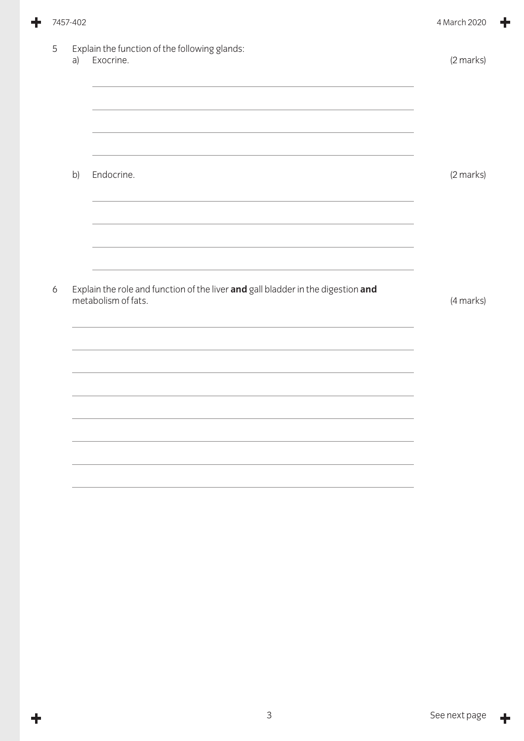5 Explain the function of the following glands:

a) Exocrine. (2 marks)

b) Endocrine. (2 marks)

6 Explain the role and function of the liver **and** gall bladder in the digestion **and** metabolism of fats. (4 marks)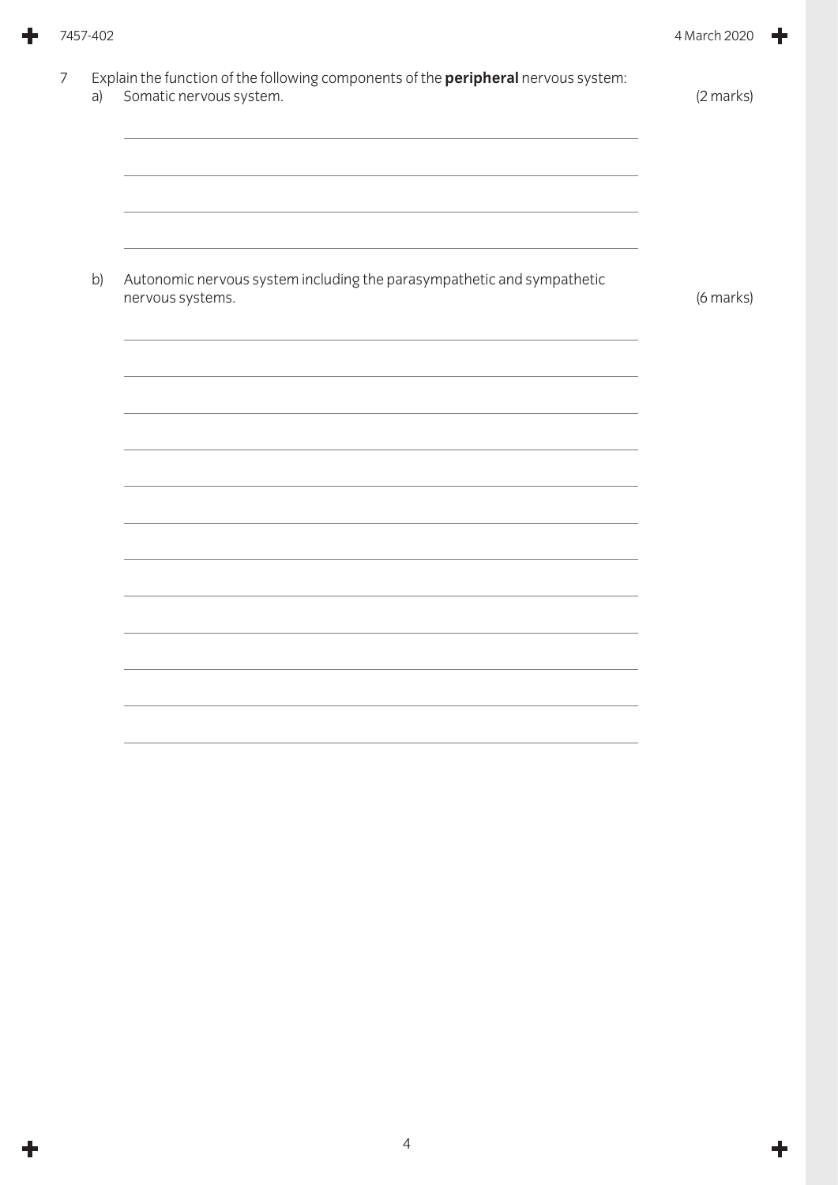7 Explain the function of the following components of the **peripheral** nervous system:

a) Somatic nervous system. (2 marks)

b) Autonomic nervous system including the parasympathetic and sympathetic nervous systems. (6 marks)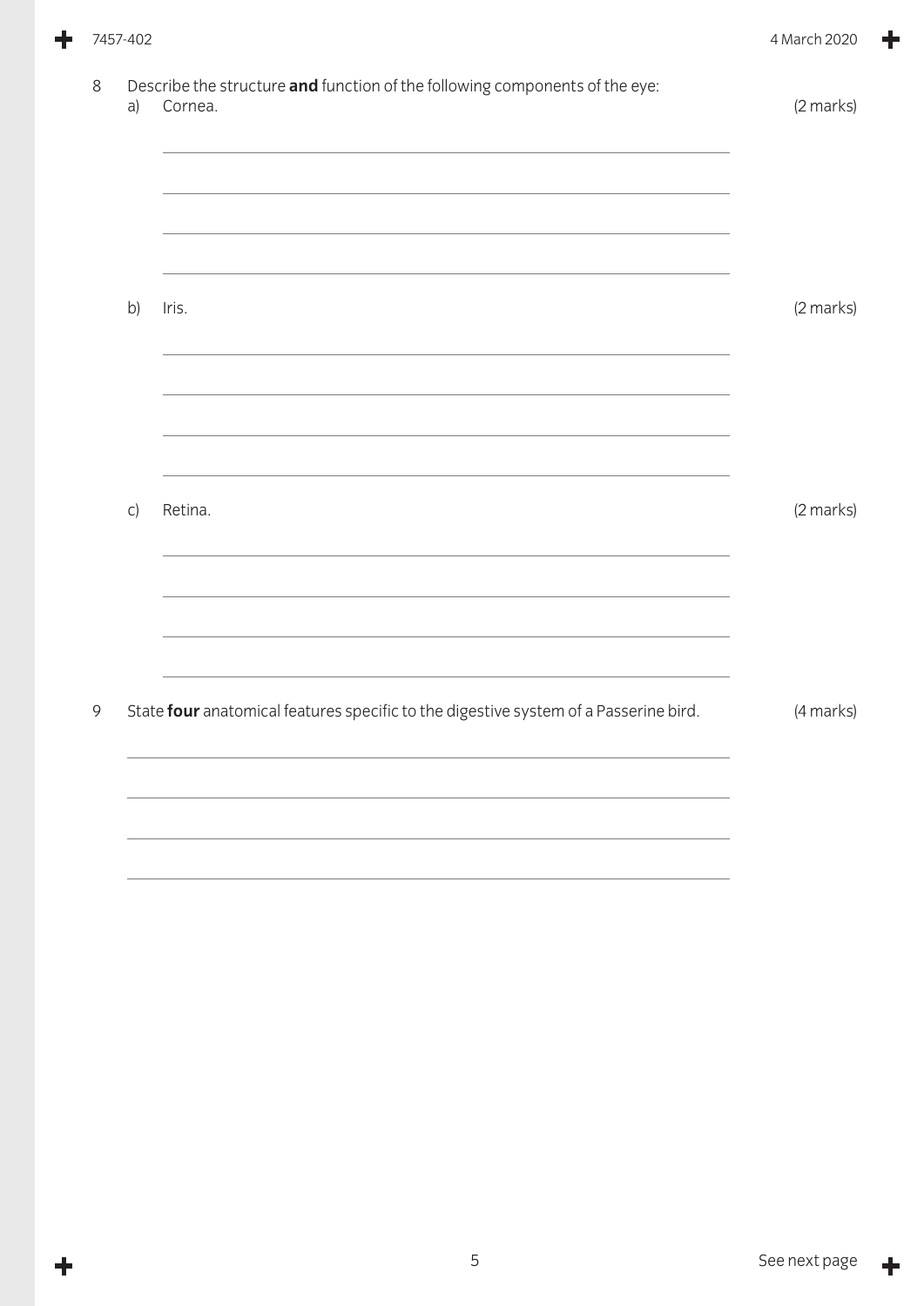8 Describe the structure **and** function of the following components of the eye:

a) Cornea. (2 marks)

b) Iris. (2 marks)

c) Retina. (2 marks)

9 State **four** anatomical features specific to the digestive system of a Passerine bird. (4 marks)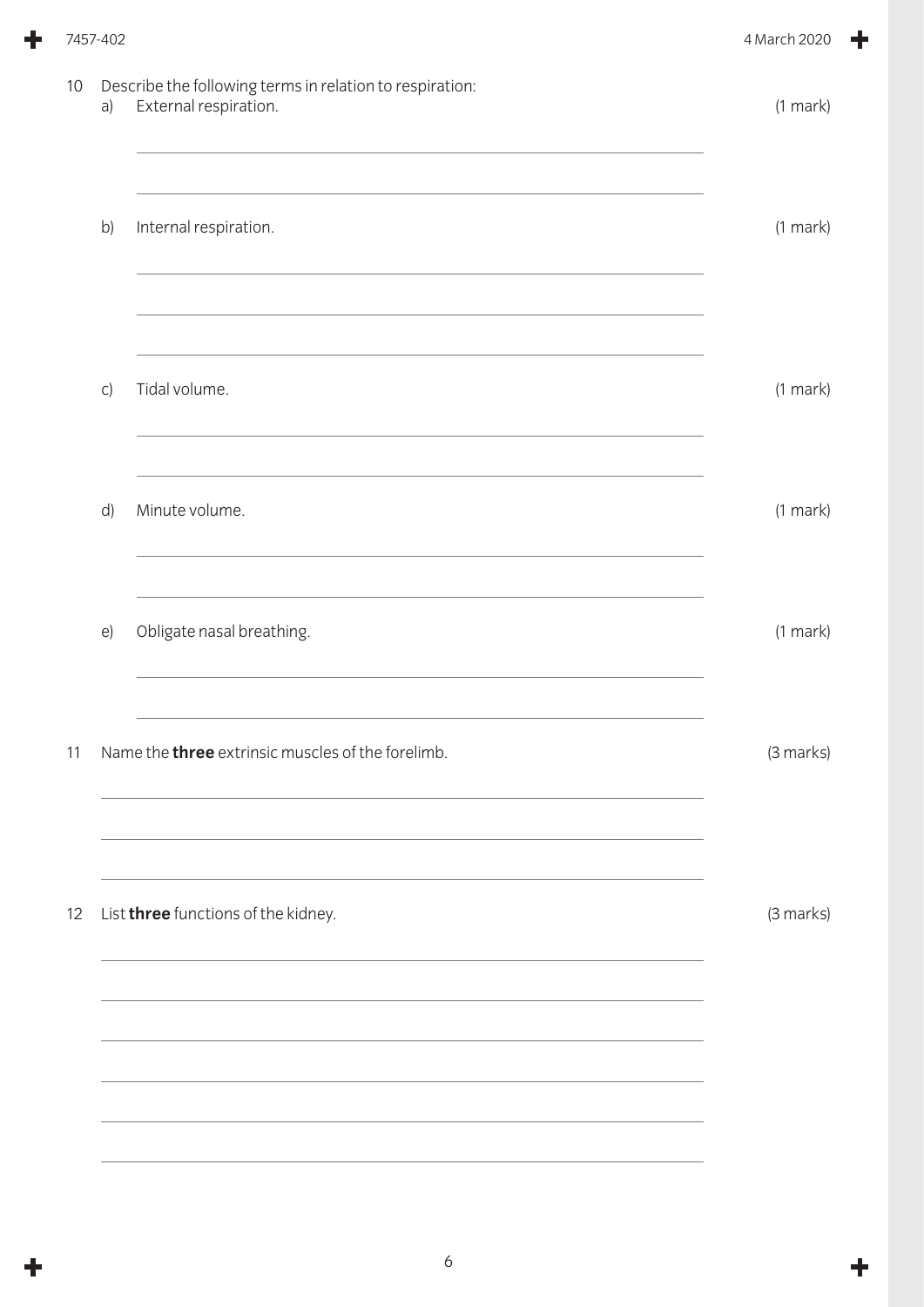10 Describe the following terms in relation to respiration:

a) External respiration. (1 mark)

b) Internal respiration. (1 mark)

c) Tidal volume. (1 mark)

d) Minute volume. (1 mark)

e) Obligate nasal breathing. (1 mark)

11 Name the **three** extrinsic muscles of the forelimb. (3 marks)

12 List **three** functions of the kidney. (3 marks)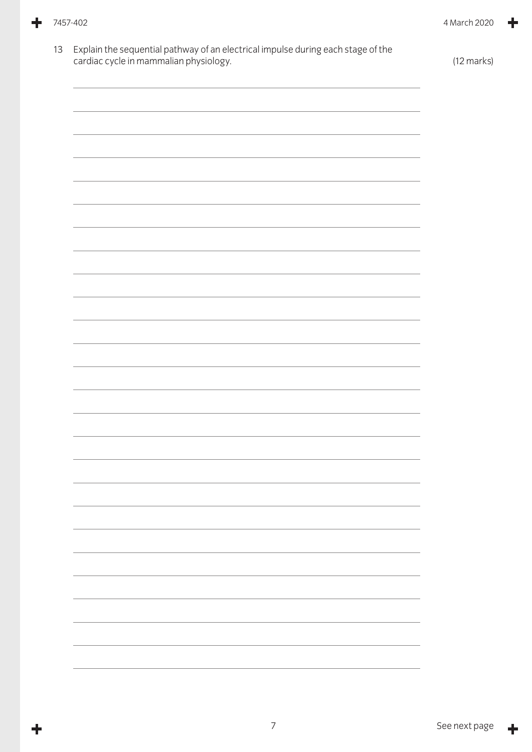13 Explain the sequential pathway of an electrical impulse during each stage of the cardiac cycle in mammalian physiology. (12 marks)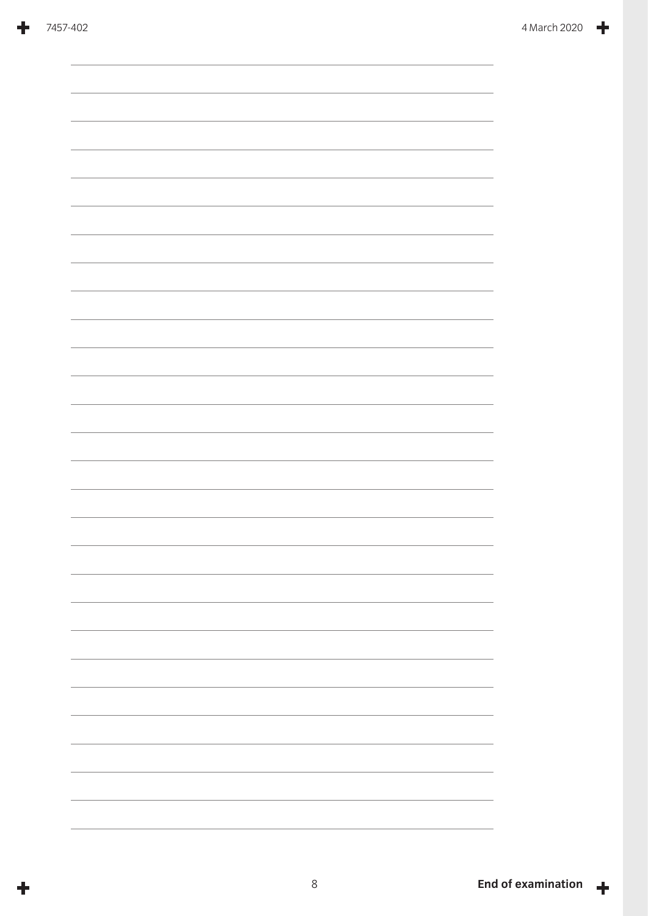**End of examination**